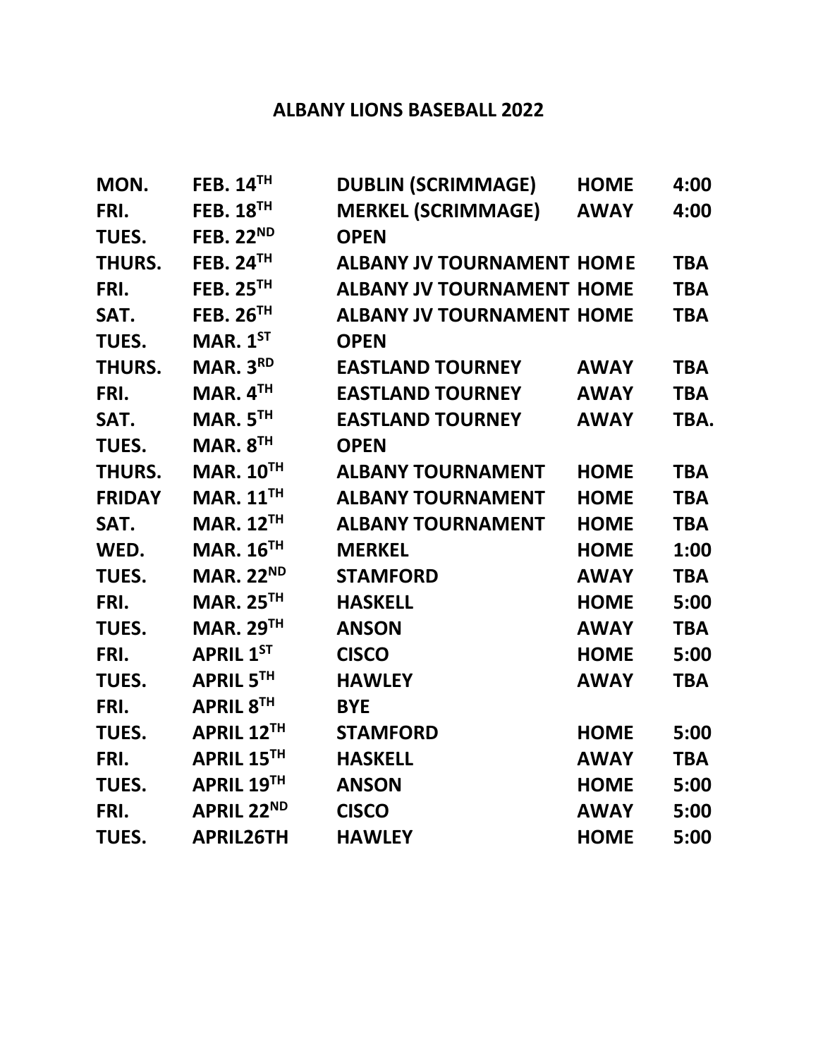# ALBANY LIONS BASEBALL 2022

| | | | | |
|---|---|---|---|---|
| MON. | FEB. 14TH | DUBLIN (SCRIMMAGE) | HOME | 4:00 |
| FRI. | FEB. 18TH | MERKEL (SCRIMMAGE) | AWAY | 4:00 |
| TUES. | FEB. 22ND | OPEN | | |
| THURS. | FEB. 24TH | ALBANY JV TOURNAMENT | HOME | TBA |
| FRI. | FEB. 25TH | ALBANY JV TOURNAMENT | HOME | TBA |
| SAT. | FEB. 26TH | ALBANY JV TOURNAMENT | HOME | TBA |
| TUES. | MAR. 1ST | OPEN | | |
| THURS. | MAR. 3RD | EASTLAND TOURNEY | AWAY | TBA |
| FRI. | MAR. 4TH | EASTLAND TOURNEY | AWAY | TBA |
| SAT. | MAR. 5TH | EASTLAND TOURNEY | AWAY | TBA. |
| TUES. | MAR. 8TH | OPEN | | |
| THURS. | MAR. 10TH | ALBANY TOURNAMENT | HOME | TBA |
| FRIDAY | MAR. 11TH | ALBANY TOURNAMENT | HOME | TBA |
| SAT. | MAR. 12TH | ALBANY TOURNAMENT | HOME | TBA |
| WED. | MAR. 16TH | MERKEL | HOME | 1:00 |
| TUES. | MAR. 22ND | STAMFORD | AWAY | TBA |
| FRI. | MAR. 25TH | HASKELL | HOME | 5:00 |
| TUES. | MAR. 29TH | ANSON | AWAY | TBA |
| FRI. | APRIL 1ST | CISCO | HOME | 5:00 |
| TUES. | APRIL 5TH | HAWLEY | AWAY | TBA |
| FRI. | APRIL 8TH | BYE | | |
| TUES. | APRIL 12TH | STAMFORD | HOME | 5:00 |
| FRI. | APRIL 15TH | HASKELL | AWAY | TBA |
| TUES. | APRIL 19TH | ANSON | HOME | 5:00 |
| FRI. | APRIL 22ND | CISCO | AWAY | 5:00 |
| TUES. | APRIL26TH | HAWLEY | HOME | 5:00 |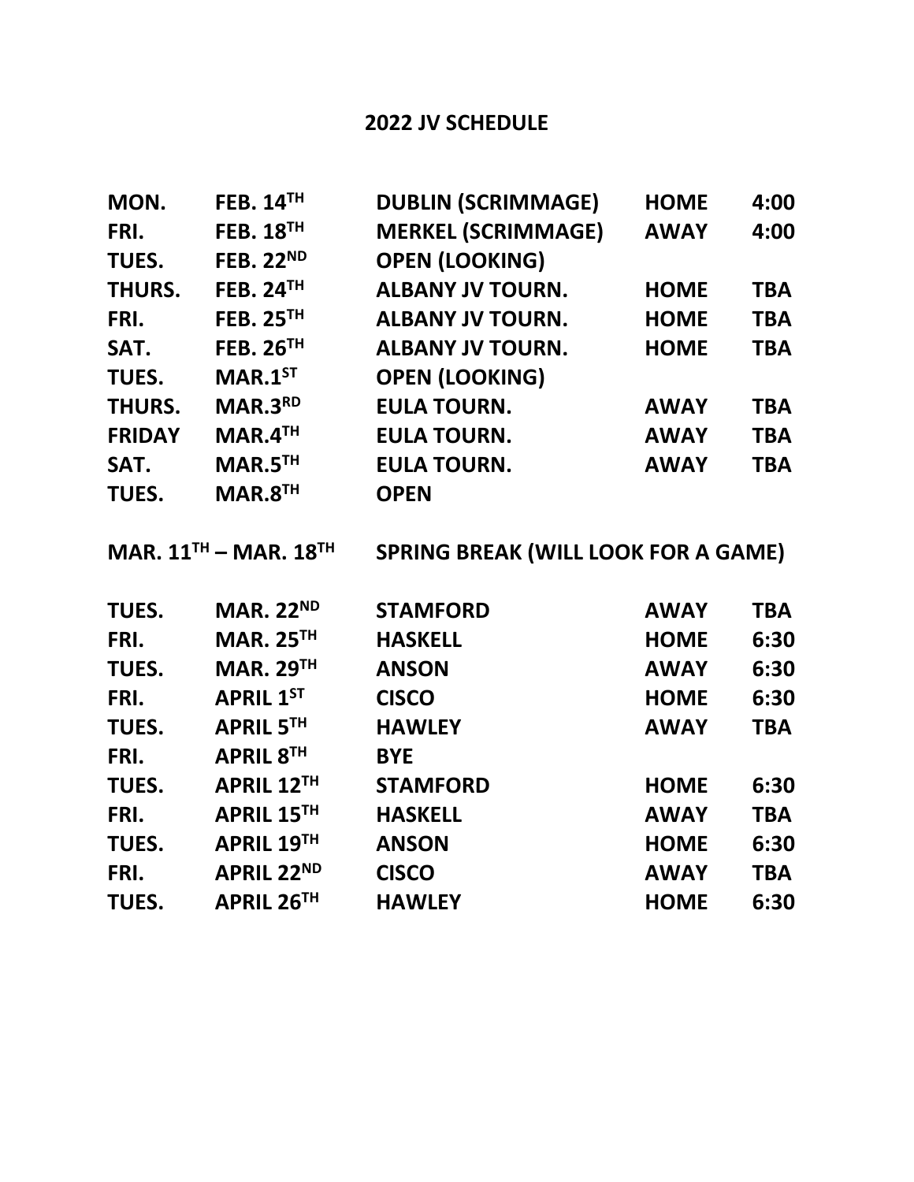# 2022 JV SCHEDULE

| | | | | |
|---|---|---|---|---|
| MON. | FEB. 14TH | DUBLIN (SCRIMMAGE) | HOME | 4:00 |
| FRI. | FEB. 18TH | MERKEL (SCRIMMAGE) | AWAY | 4:00 |
| TUES. | FEB. 22ND | OPEN (LOOKING) | | |
| THURS. | FEB. 24TH | ALBANY JV TOURN. | HOME | TBA |
| FRI. | FEB. 25TH | ALBANY JV TOURN. | HOME | TBA |
| SAT. | FEB. 26TH | ALBANY JV TOURN. | HOME | TBA |
| TUES. | MAR.1ST | OPEN (LOOKING) | | |
| THURS. | MAR.3RD | EULA TOURN. | AWAY | TBA |
| FRIDAY | MAR.4TH | EULA TOURN. | AWAY | TBA |
| SAT. | MAR.5TH | EULA TOURN. | AWAY | TBA |
| TUES. | MAR.8TH | OPEN | | |
| MAR. 11TH – MAR. 18TH | | SPRING BREAK (WILL LOOK FOR A GAME) | | |
| TUES. | MAR. 22ND | STAMFORD | AWAY | TBA |
| FRI. | MAR. 25TH | HASKELL | HOME | 6:30 |
| TUES. | MAR. 29TH | ANSON | AWAY | 6:30 |
| FRI. | APRIL 1ST | CISCO | HOME | 6:30 |
| TUES. | APRIL 5TH | HAWLEY | AWAY | TBA |
| FRI. | APRIL 8TH | BYE | | |
| TUES. | APRIL 12TH | STAMFORD | HOME | 6:30 |
| FRI. | APRIL 15TH | HASKELL | AWAY | TBA |
| TUES. | APRIL 19TH | ANSON | HOME | 6:30 |
| FRI. | APRIL 22ND | CISCO | AWAY | TBA |
| TUES. | APRIL 26TH | HAWLEY | HOME | 6:30 |